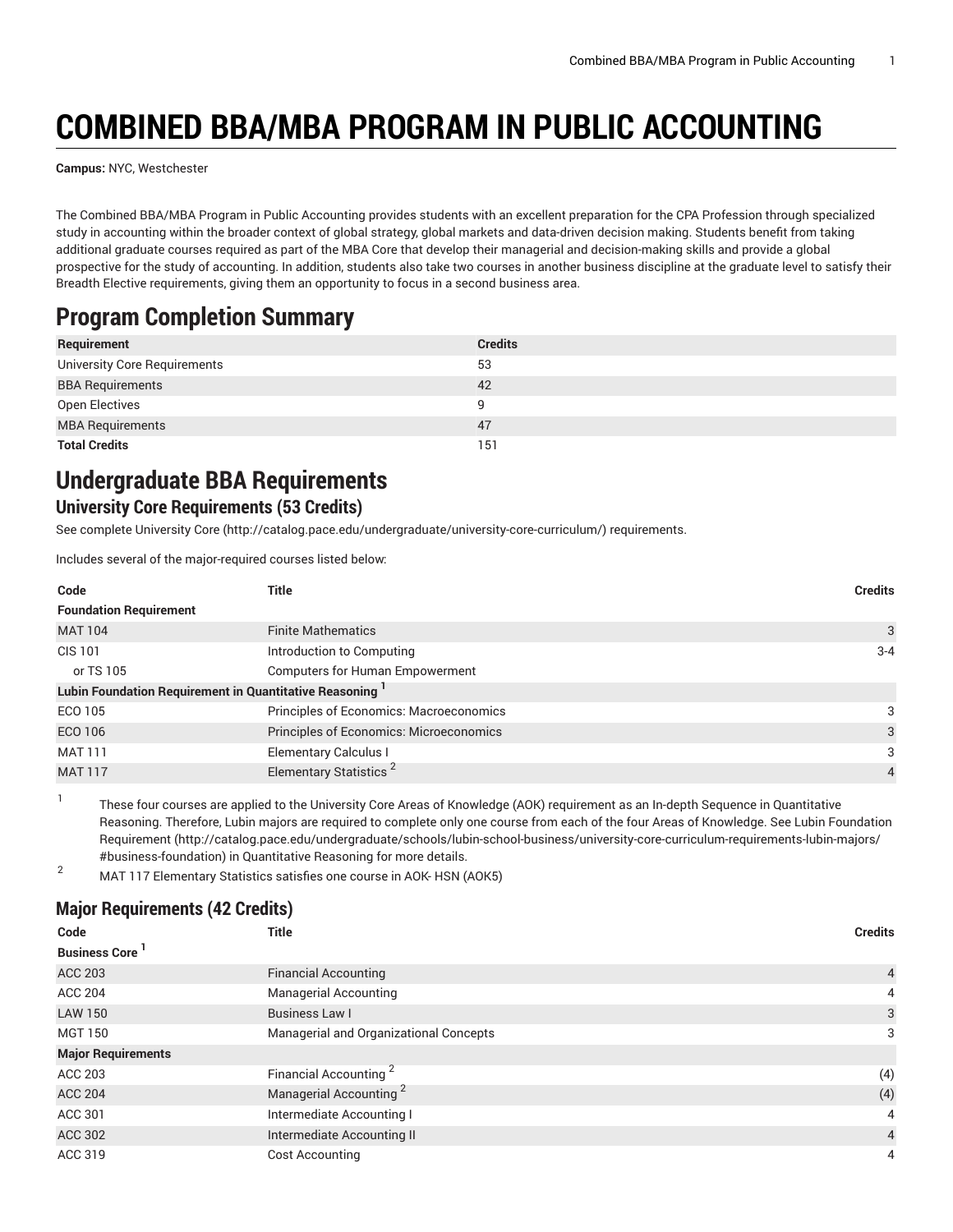# COMBINED BBA/MBA PROGRAM IN PUBLIC ACCOUNTING

**Campus:** NYC, Westchester

The Combined BBA/MBA Program in Public Accounting provides students with an excellent preparation for the CPA Profession through specialized study in accounting within the broader context of global strategy, global markets and data-driven decision making. Students benefit from taking additional graduate courses required as part of the MBA Core that develop their managerial and decision-making skills and provide a global prospective for the study of accounting. In addition, students also take two courses in another business discipline at the graduate level to satisfy their Breadth Elective requirements, giving them an opportunity to focus in a second business area.

## Program Completion Summary

| Requirement | Credits |
|---|---|
| University Core Requirements | 53 |
| BBA Requirements | 42 |
| Open Electives | 9 |
| MBA Requirements | 47 |
| **Total Credits** | 151 |

## Undergraduate BBA Requirements

### University Core Requirements (53 Credits)

See complete University Core (http://catalog.pace.edu/undergraduate/university-core-curriculum/) requirements.

Includes several of the major-required courses listed below:

| Code | Title | Credits |
|---|---|---|
| **Foundation Requirement** | | |
| MAT 104 | Finite Mathematics | 3 |
| CIS 101 | Introduction to Computing | 3-4 |
| or TS 105 | Computers for Human Empowerment | |
| **Lubin Foundation Requirement in Quantitative Reasoning [1]** | | |
| ECO 105 | Principles of Economics: Macroeconomics | 3 |
| ECO 106 | Principles of Economics: Microeconomics | 3 |
| MAT 111 | Elementary Calculus I | 3 |
| MAT 117 | Elementary Statistics [2] | 4 |

1. These four courses are applied to the University Core Areas of Knowledge (AOK) requirement as an In-depth Sequence in Quantitative Reasoning. Therefore, Lubin majors are required to complete only one course from each of the four Areas of Knowledge. See Lubin Foundation Requirement (http://catalog.pace.edu/undergraduate/schools/lubin-school-business/university-core-curriculum-requirements-lubin-majors/#business-foundation) in Quantitative Reasoning for more details.
2. MAT 117 Elementary Statistics satisfies one course in AOK- HSN (AOK5)

### Major Requirements (42 Credits)

| Code | Title | Credits |
|---|---|---|
| **Business Core [1]** | | |
| ACC 203 | Financial Accounting | 4 |
| ACC 204 | Managerial Accounting | 4 |
| LAW 150 | Business Law I | 3 |
| MGT 150 | Managerial and Organizational Concepts | 3 |
| **Major Requirements** | | |
| ACC 203 | Financial Accounting [2] | (4) |
| ACC 204 | Managerial Accounting [2] | (4) |
| ACC 301 | Intermediate Accounting I | 4 |
| ACC 302 | Intermediate Accounting II | 4 |
| ACC 319 | Cost Accounting | 4 |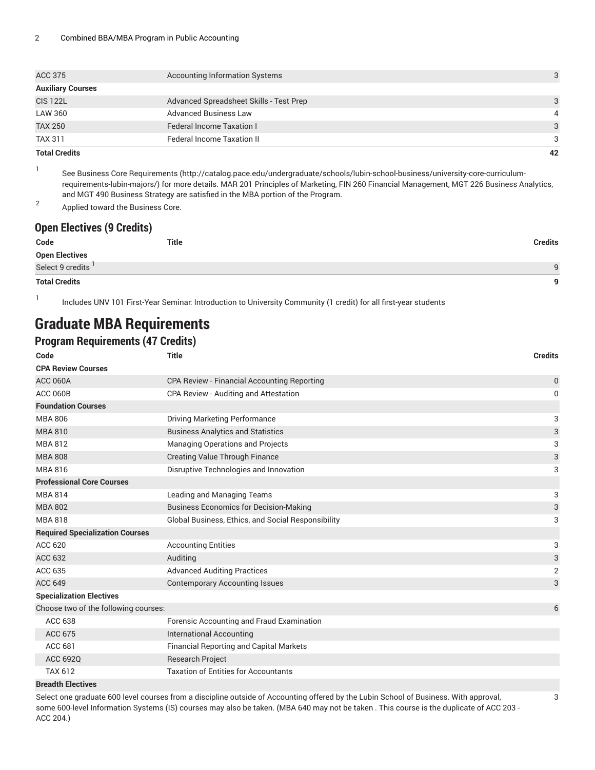| | | |
|---|---|---|
| ACC 375 | Accounting Information Systems | 3 |
| **Auxiliary Courses** | | |
| CIS 122L | Advanced Spreadsheet Skills - Test Prep | 3 |
| LAW 360 | Advanced Business Law | 4 |
| TAX 250 | Federal Income Taxation I | 3 |
| TAX 311 | Federal Income Taxation II | 3 |
| **Total Credits** | | **42** |

1. See Business Core Requirements (http://catalog.pace.edu/undergraduate/schools/lubin-school-business/university-core-curriculum-requirements-lubin-majors/) for more details. MAR 201 Principles of Marketing, FIN 260 Financial Management, MGT 226 Business Analytics, and MGT 490 Business Strategy are satisfied in the MBA portion of the Program.
2. Applied toward the Business Core.

### Open Electives (9 Credits)

| Code | Title | Credits |
|---|---|---|
| **Open Electives** | | |
| Select 9 credits [1] | | 9 |
| **Total Credits** | | **9** |

1. Includes UNV 101 First-Year Seminar: Introduction to University Community (1 credit) for all first-year students

## Graduate MBA Requirements

### Program Requirements (47 Credits)

| Code | Title | Credits |
|---|---|---|
| **CPA Review Courses** | | |
| ACC 060A | CPA Review - Financial Accounting Reporting | 0 |
| ACC 060B | CPA Review - Auditing and Attestation | 0 |
| **Foundation Courses** | | |
| MBA 806 | Driving Marketing Performance | 3 |
| MBA 810 | Business Analytics and Statistics | 3 |
| MBA 812 | Managing Operations and Projects | 3 |
| MBA 808 | Creating Value Through Finance | 3 |
| MBA 816 | Disruptive Technologies and Innovation | 3 |
| **Professional Core Courses** | | |
| MBA 814 | Leading and Managing Teams | 3 |
| MBA 802 | Business Economics for Decision-Making | 3 |
| MBA 818 | Global Business, Ethics, and Social Responsibility | 3 |
| **Required Specialization Courses** | | |
| ACC 620 | Accounting Entities | 3 |
| ACC 632 | Auditing | 3 |
| ACC 635 | Advanced Auditing Practices | 2 |
| ACC 649 | Contemporary Accounting Issues | 3 |
| **Specialization Electives** | | |
| Choose two of the following courses: | | 6 |
| ACC 638 | Forensic Accounting and Fraud Examination | |
| ACC 675 | International Accounting | |
| ACC 681 | Financial Reporting and Capital Markets | |
| ACC 692Q | Research Project | |
| TAX 612 | Taxation of Entities for Accountants | |
| **Breadth Electives** | | |
| Select one graduate 600 level courses from a discipline outside of Accounting offered by the Lubin School of Business. With approval, some 600-level Information Systems (IS) courses may also be taken. (MBA 640 may not be taken . This course is the duplicate of ACC 203 - ACC 204.) | | 3 |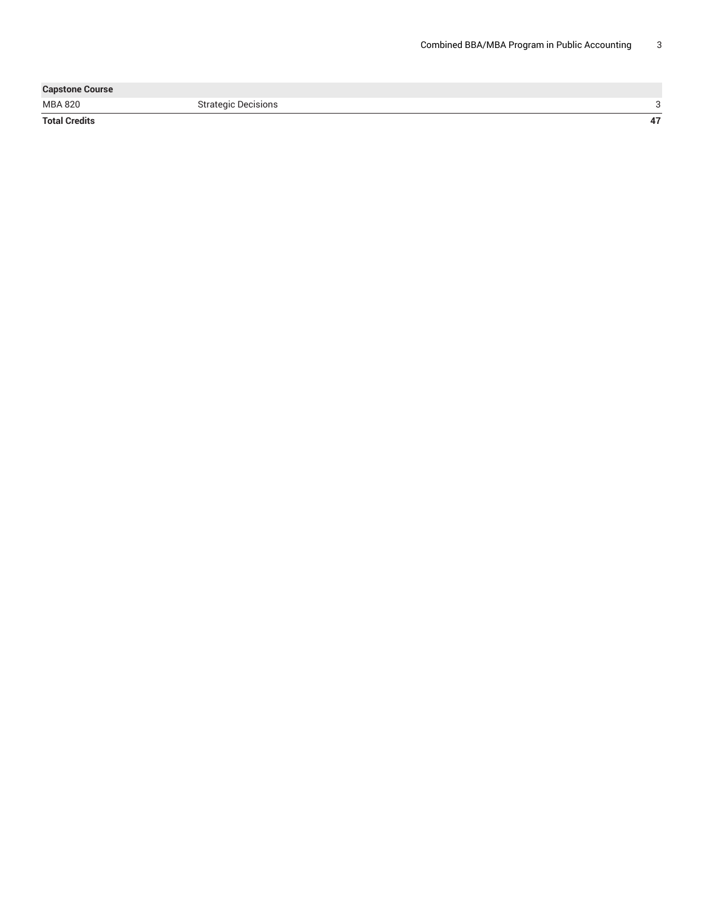| | | |
|---|---|---|
| **Capstone Course** | | |
| MBA 820 | Strategic Decisions | 3 |
| **Total Credits** | | **47** |